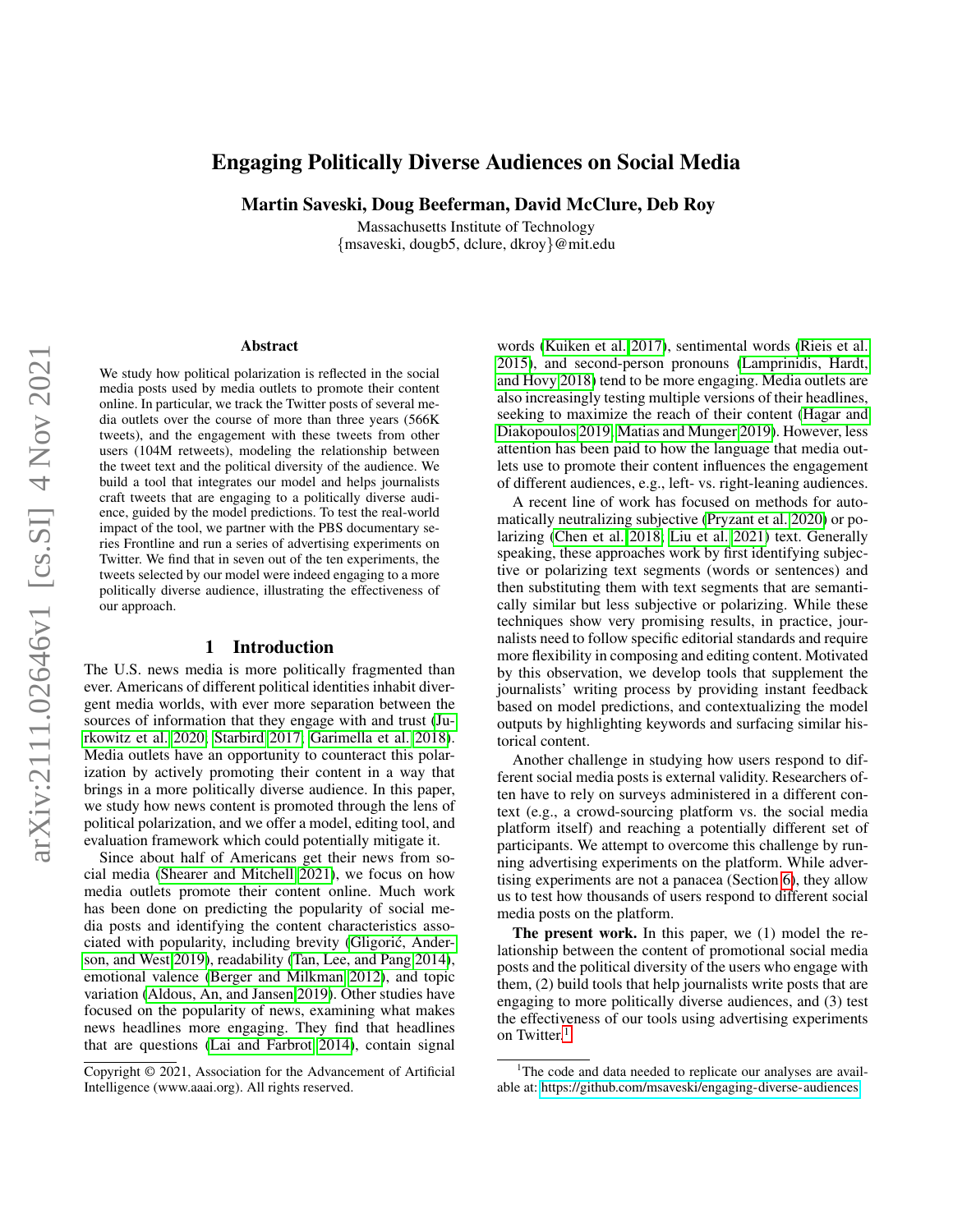# Engaging Politically Diverse Audiences on Social Media

**Martin Saveski, Doug Beeferman, David McClure, Deb Roy**

Massachusetts Institute of Technology
{msaveski, dougb5, dclure, dkroy}@mit.edu

## Abstract

We study how political polarization is reflected in the social media posts used by media outlets to promote their content online. In particular, we track the Twitter posts of several media outlets over the course of more than three years (566K tweets), and the engagement with these tweets from other users (104M retweets), modeling the relationship between the tweet text and the political diversity of the audience. We build a tool that integrates our model and helps journalists craft tweets that are engaging to a politically diverse audience, guided by the model predictions. To test the real-world impact of the tool, we partner with the PBS documentary series Frontline and run a series of advertising experiments on Twitter. We find that in seven out of the ten experiments, the tweets selected by our model were indeed engaging to a more politically diverse audience, illustrating the effectiveness of our approach.

## 1 Introduction

The U.S. news media is more politically fragmented than ever. Americans of different political identities inhabit divergent media worlds, with ever more separation between the sources of information that they engage with and trust (Jurkowitz et al. 2020; Starbird 2017; Garimella et al. 2018). Media outlets have an opportunity to counteract this polarization by actively promoting their content in a way that brings in a more politically diverse audience. In this paper, we study how news content is promoted through the lens of political polarization, and we offer a model, editing tool, and evaluation framework which could potentially mitigate it.

Since about half of Americans get their news from social media (Shearer and Mitchell 2021), we focus on how media outlets promote their content online. Much work has been done on predicting the popularity of social media posts and identifying the content characteristics associated with popularity, including brevity (Gligorić, Anderson, and West 2019), readability (Tan, Lee, and Pang 2014), emotional valence (Berger and Milkman 2012), and topic variation (Aldous, An, and Jansen 2019). Other studies have focused on the popularity of news, examining what makes news headlines more engaging. They find that headlines that are questions (Lai and Farbrot 2014), contain signal words (Kuiken et al. 2017), sentimental words (Rieis et al. 2015), and second-person pronouns (Lamprinidis, Hardt, and Hovy 2018) tend to be more engaging. Media outlets are also increasingly testing multiple versions of their headlines, seeking to maximize the reach of their content (Hagar and Diakopoulos 2019; Matias and Munger 2019). However, less attention has been paid to how the language that media outlets use to promote their content influences the engagement of different audiences, e.g., left- vs. right-leaning audiences.

A recent line of work has focused on methods for automatically neutralizing subjective (Pryzant et al. 2020) or polarizing (Chen et al. 2018; Liu et al. 2021) text. Generally speaking, these approaches work by first identifying subjective or polarizing text segments (words or sentences) and then substituting them with text segments that are semantically similar but less subjective or polarizing. While these techniques show very promising results, in practice, journalists need to follow specific editorial standards and require more flexibility in composing and editing content. Motivated by this observation, we develop tools that supplement the journalists' writing process by providing instant feedback based on model predictions, and contextualizing the model outputs by highlighting keywords and surfacing similar historical content.

Another challenge in studying how users respond to different social media posts is external validity. Researchers often have to rely on surveys administered in a different context (e.g., a crowd-sourcing platform vs. the social media platform itself) and reaching a potentially different set of participants. We attempt to overcome this challenge by running advertising experiments on the platform. While advertising experiments are not a panacea (Section 6), they allow us to test how thousands of users respond to different social media posts on the platform.

**The present work.** In this paper, we (1) model the relationship between the content of promotional social media posts and the political diversity of the users who engage with them, (2) build tools that help journalists write posts that are engaging to more politically diverse audiences, and (3) test the effectiveness of our tools using advertising experiments on Twitter.[1]

[1] The code and data needed to replicate our analyses are available at: https://github.com/msaveski/engaging-diverse-audiences

Copyright © 2021, Association for the Advancement of Artificial Intelligence (www.aaai.org). All rights reserved.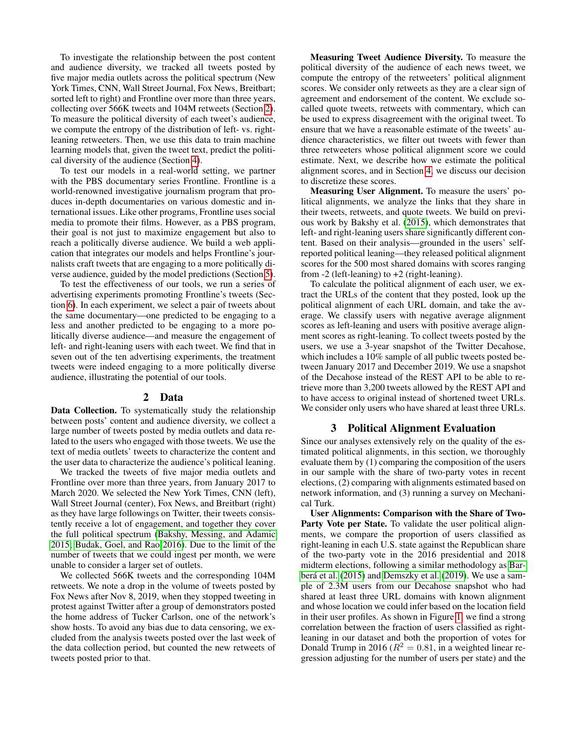To investigate the relationship between the post content and audience diversity, we tracked all tweets posted by five major media outlets across the political spectrum (New York Times, CNN, Wall Street Journal, Fox News, Breitbart; sorted left to right) and Frontline over more than three years, collecting over 566K tweets and 104M retweets (Section 2). To measure the political diversity of each tweet's audience, we compute the entropy of the distribution of left- vs. right-leaning retweeters. Then, we use this data to train machine learning models that, given the tweet text, predict the political diversity of the audience (Section 4).

To test our models in a real-world setting, we partner with the PBS documentary series Frontline. Frontline is a world-renowned investigative journalism program that produces in-depth documentaries on various domestic and international issues. Like other programs, Frontline uses social media to promote their films. However, as a PBS program, their goal is not just to maximize engagement but also to reach a politically diverse audience. We build a web application that integrates our models and helps Frontline's journalists craft tweets that are engaging to a more politically diverse audience, guided by the model predictions (Section 5).

To test the effectiveness of our tools, we run a series of advertising experiments promoting Frontline's tweets (Section 6). In each experiment, we select a pair of tweets about the same documentary—one predicted to be engaging to a less and another predicted to be engaging to a more politically diverse audience—and measure the engagement of left- and right-leaning users with each tweet. We find that in seven out of the ten advertising experiments, the treatment tweets were indeed engaging to a more politically diverse audience, illustrating the potential of our tools.

## 2 Data

**Data Collection.** To systematically study the relationship between posts' content and audience diversity, we collect a large number of tweets posted by media outlets and data related to the users who engaged with those tweets. We use the text of media outlets' tweets to characterize the content and the user data to characterize the audience's political leaning.

We tracked the tweets of five major media outlets and Frontline over more than three years, from January 2017 to March 2020. We selected the New York Times, CNN (left), Wall Street Journal (center), Fox News, and Breitbart (right) as they have large followings on Twitter, their tweets consistently receive a lot of engagement, and together they cover the full political spectrum (Bakshy, Messing, and Adamic 2015; Budak, Goel, and Rao 2016). Due to the limit of the number of tweets that we could ingest per month, we were unable to consider a larger set of outlets.

We collected 566K tweets and the corresponding 104M retweets. We note a drop in the volume of tweets posted by Fox News after Nov 8, 2019, when they stopped tweeting in protest against Twitter after a group of demonstrators posted the home address of Tucker Carlson, one of the network's show hosts. To avoid any bias due to data censoring, we excluded from the analysis tweets posted over the last week of the data collection period, but counted the new retweets of tweets posted prior to that.

**Measuring Tweet Audience Diversity.** To measure the political diversity of the audience of each news tweet, we compute the entropy of the retweeters' political alignment scores. We consider only retweets as they are a clear sign of agreement and endorsement of the content. We exclude so-called quote tweets, retweets with commentary, which can be used to express disagreement with the original tweet. To ensure that we have a reasonable estimate of the tweets' audience characteristics, we filter out tweets with fewer than three retweeters whose political alignment score we could estimate. Next, we describe how we estimate the political alignment scores, and in Section 4, we discuss our decision to discretize these scores.

**Measuring User Alignment.** To measure the users' political alignments, we analyze the links that they share in their tweets, retweets, and quote tweets. We build on previous work by Bakshy et al. (2015), which demonstrates that left- and right-leaning users share significantly different content. Based on their analysis—grounded in the users' self-reported political leaning—they released political alignment scores for the 500 most shared domains with scores ranging from -2 (left-leaning) to +2 (right-leaning).

To calculate the political alignment of each user, we extract the URLs of the content that they posted, look up the political alignment of each URL domain, and take the average. We classify users with negative average alignment scores as left-leaning and users with positive average alignment scores as right-leaning. To collect tweets posted by the users, we use a 3-year snapshot of the Twitter Decahose, which includes a 10% sample of all public tweets posted between January 2017 and December 2019. We use a snapshot of the Decahose instead of the REST API to be able to retrieve more than 3,200 tweets allowed by the REST API and to have access to original instead of shortened tweet URLs. We consider only users who have shared at least three URLs.

## 3 Political Alignment Evaluation

Since our analyses extensively rely on the quality of the estimated political alignments, in this section, we thoroughly evaluate them by (1) comparing the composition of the users in our sample with the share of two-party votes in recent elections, (2) comparing with alignments estimated based on network information, and (3) running a survey on Mechanical Turk.

**User Alignments: Comparison with the Share of Two-Party Vote per State.** To validate the user political alignments, we compare the proportion of users classified as right-leaning in each U.S. state against the Republican share of the two-party vote in the 2016 presidential and 2018 midterm elections, following a similar methodology as Barberá et al. (2015) and Demszky et al. (2019). We use a sample of 2.3M users from our Decahose snapshot who had shared at least three URL domains with known alignment and whose location we could infer based on the location field in their user profiles. As shown in Figure 1, we find a strong correlation between the fraction of users classified as right-leaning in our dataset and both the proportion of votes for Donald Trump in 2016 ($R^2 = 0.81$, in a weighted linear regression adjusting for the number of users per state) and the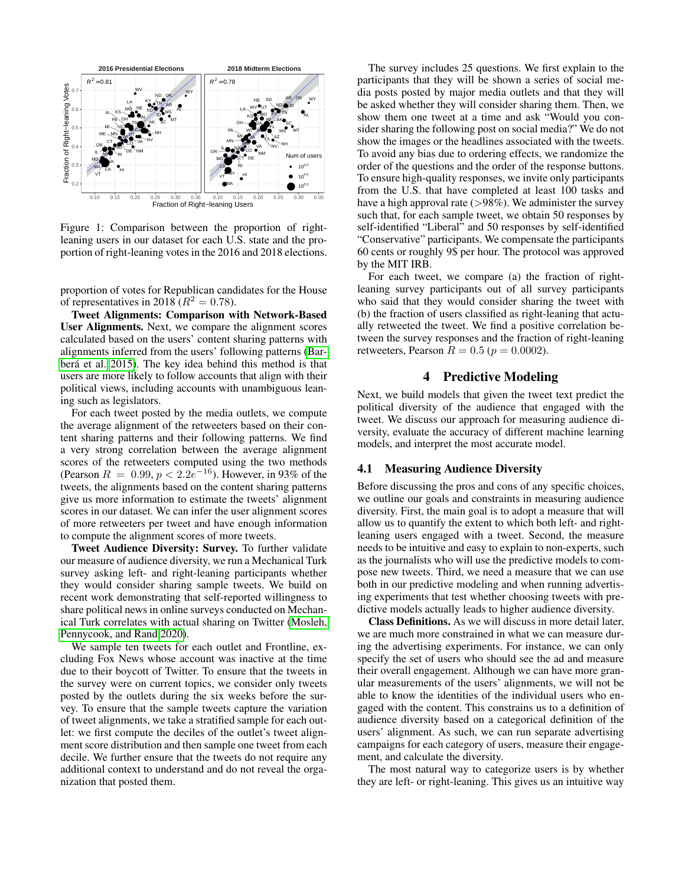Figure 1: Comparison between the proportion of right-leaning users in our dataset for each U.S. state and the proportion of right-leaning votes in the 2016 and 2018 elections.

proportion of votes for Republican candidates for the House of representatives in 2018 ($R^2 = 0.78$).

**Tweet Alignments: Comparison with Network-Based User Alignments.** Next, we compare the alignment scores calculated based on the users' content sharing patterns with alignments inferred from the users' following patterns (Barberá et al. 2015). The key idea behind this method is that users are more likely to follow accounts that align with their political views, including accounts with unambiguous leaning such as legislators.

For each tweet posted by the media outlets, we compute the average alignment of the retweeters based on their content sharing patterns and their following patterns. We find a very strong correlation between the average alignment scores of the retweeters computed using the two methods (Pearson $R = 0.99$, $p < 2.2e^{-16}$). However, in 93% of the tweets, the alignments based on the content sharing patterns give us more information to estimate the tweets' alignment scores in our dataset. We can infer the user alignment scores of more retweeters per tweet and have enough information to compute the alignment scores of more tweets.

**Tweet Audience Diversity: Survey.** To further validate our measure of audience diversity, we run a Mechanical Turk survey asking left- and right-leaning participants whether they would consider sharing sample tweets. We build on recent work demonstrating that self-reported willingness to share political news in online surveys conducted on Mechanical Turk correlates with actual sharing on Twitter (Mosleh, Pennycook, and Rand 2020).

We sample ten tweets for each outlet and Frontline, excluding Fox News whose account was inactive at the time due to their boycott of Twitter. To ensure that the tweets in the survey were on current topics, we consider only tweets posted by the outlets during the six weeks before the survey. To ensure that the sample tweets capture the variation of tweet alignments, we take a stratified sample for each outlet: we first compute the deciles of the outlet's tweet alignment score distribution and then sample one tweet from each decile. We further ensure that the tweets do not require any additional context to understand and do not reveal the organization that posted them.

The survey includes 25 questions. We first explain to the participants that they will be shown a series of social media posts posted by major media outlets and that they will be asked whether they will consider sharing them. Then, we show them one tweet at a time and ask "Would you consider sharing the following post on social media?" We do not show the images or the headlines associated with the tweets. To avoid any bias due to ordering effects, we randomize the order of the questions and the order of the response buttons. To ensure high-quality responses, we invite only participants from the U.S. that have completed at least 100 tasks and have a high approval rate (>98%). We administer the survey such that, for each sample tweet, we obtain 50 responses by self-identified "Liberal" and 50 responses by self-identified "Conservative" participants. We compensate the participants 60 cents or roughly 9$ per hour. The protocol was approved by the MIT IRB.

For each tweet, we compare (a) the fraction of right-leaning survey participants out of all survey participants who said that they would consider sharing the tweet with (b) the fraction of users classified as right-leaning that actually retweeted the tweet. We find a positive correlation between the survey responses and the fraction of right-leaning retweeters, Pearson $R = 0.5$ ($p = 0.0002$).

## 4 Predictive Modeling

Next, we build models that given the tweet text predict the political diversity of the audience that engaged with the tweet. We discuss our approach for measuring audience diversity, evaluate the accuracy of different machine learning models, and interpret the most accurate model.

### 4.1 Measuring Audience Diversity

Before discussing the pros and cons of any specific choices, we outline our goals and constraints in measuring audience diversity. First, the main goal is to adopt a measure that will allow us to quantify the extent to which both left- and right-leaning users engaged with a tweet. Second, the measure needs to be intuitive and easy to explain to non-experts, such as the journalists who will use the predictive models to compose new tweets. Third, we need a measure that we can use both in our predictive modeling and when running advertising experiments that test whether choosing tweets with predictive models actually leads to higher audience diversity.

**Class Definitions.** As we will discuss in more detail later, we are much more constrained in what we can measure during the advertising experiments. For instance, we can only specify the set of users who should see the ad and measure their overall engagement. Although we can have more granular measurements of the users' alignments, we will not be able to know the identities of the individual users who engaged with the content. This constrains us to a definition of audience diversity based on a categorical definition of the users' alignment. As such, we can run separate advertising campaigns for each category of users, measure their engagement, and calculate the diversity.

The most natural way to categorize users is by whether they are left- or right-leaning. This gives us an intuitive way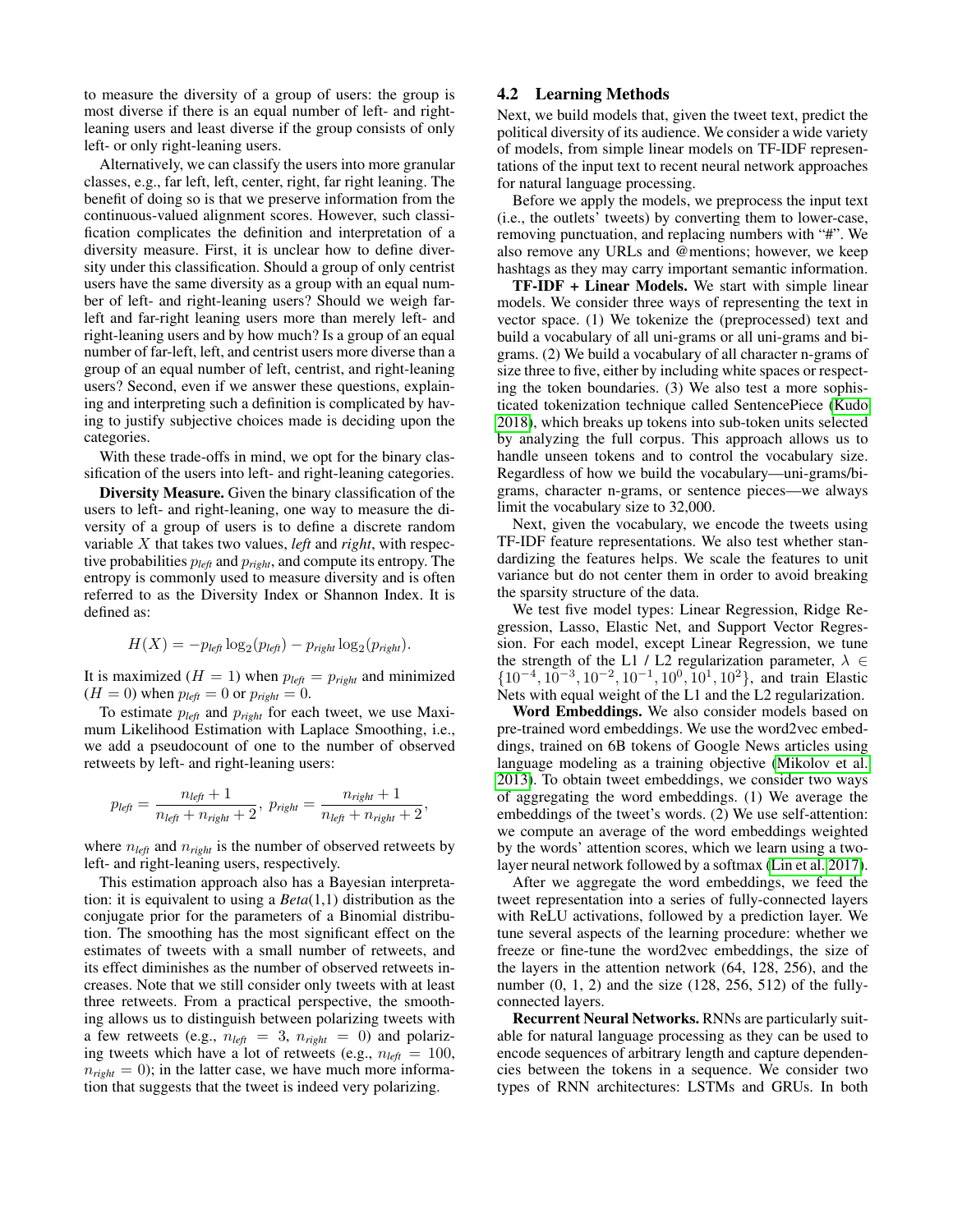to measure the diversity of a group of users: the group is most diverse if there is an equal number of left- and right-leaning users and least diverse if the group consists of only left- or only right-leaning users.

Alternatively, we can classify the users into more granular classes, e.g., far left, left, center, right, far right leaning. The benefit of doing so is that we preserve information from the continuous-valued alignment scores. However, such classification complicates the definition and interpretation of a diversity measure. First, it is unclear how to define diversity under this classification. Should a group of only centrist users have the same diversity as a group with an equal number of left- and right-leaning users? Should we weigh far-left and far-right leaning users more than merely left- and right-leaning users and by how much? Is a group of an equal number of far-left, left, and centrist users more diverse than a group of an equal number of left, centrist, and right-leaning users? Second, even if we answer these questions, explaining and interpreting such a definition is complicated by having to justify subjective choices made is deciding upon the categories.

With these trade-offs in mind, we opt for the binary classification of the users into left- and right-leaning categories.

**Diversity Measure.** Given the binary classification of the users to left- and right-leaning, one way to measure the diversity of a group of users is to define a discrete random variable $X$ that takes two values, *left* and *right*, with respective probabilities $p_{left}$ and $p_{right}$, and compute its entropy. The entropy is commonly used to measure diversity and is often referred to as the Diversity Index or Shannon Index. It is defined as:

$$H(X) = -p_{left} \log_2(p_{left}) - p_{right} \log_2(p_{right}).$$

It is maximized ($H = 1$) when $p_{left} = p_{right}$ and minimized ($H = 0$) when $p_{left} = 0$ or $p_{right} = 0$.

To estimate $p_{left}$ and $p_{right}$ for each tweet, we use Maximum Likelihood Estimation with Laplace Smoothing, i.e., we add a pseudocount of one to the number of observed retweets by left- and right-leaning users:

$$p_{left} = \frac{n_{left} + 1}{n_{left} + n_{right} + 2},\ p_{right} = \frac{n_{right} + 1}{n_{left} + n_{right} + 2},$$

where $n_{left}$ and $n_{right}$ is the number of observed retweets by left- and right-leaning users, respectively.

This estimation approach also has a Bayesian interpretation: it is equivalent to using a *Beta*(1,1) distribution as the conjugate prior for the parameters of a Binomial distribution. The smoothing has the most significant effect on the estimates of tweets with a small number of retweets, and its effect diminishes as the number of observed retweets increases. Note that we still consider only tweets with at least three retweets. From a practical perspective, the smoothing allows us to distinguish between polarizing tweets with a few retweets (e.g., $n_{left} = 3$, $n_{right} = 0$) and polarizing tweets which have a lot of retweets (e.g., $n_{left} = 100$, $n_{right} = 0$); in the latter case, we have much more information that suggests that the tweet is indeed very polarizing.

## 4.2 Learning Methods

Next, we build models that, given the tweet text, predict the political diversity of its audience. We consider a wide variety of models, from simple linear models on TF-IDF representations of the input text to recent neural network approaches for natural language processing.

Before we apply the models, we preprocess the input text (i.e., the outlets' tweets) by converting them to lower-case, removing punctuation, and replacing numbers with "#". We also remove any URLs and @mentions; however, we keep hashtags as they may carry important semantic information.

**TF-IDF + Linear Models.** We start with simple linear models. We consider three ways of representing the text in vector space. (1) We tokenize the (preprocessed) text and build a vocabulary of all uni-grams or all uni-grams and bi-grams. (2) We build a vocabulary of all character n-grams of size three to five, either by including white spaces or respecting the token boundaries. (3) We also test a more sophisticated tokenization technique called SentencePiece (Kudo 2018), which breaks up tokens into sub-token units selected by analyzing the full corpus. This approach allows us to handle unseen tokens and to control the vocabulary size. Regardless of how we build the vocabulary—uni-grams/bi-grams, character n-grams, or sentence pieces—we always limit the vocabulary size to 32,000.

Next, given the vocabulary, we encode the tweets using TF-IDF feature representations. We also test whether standardizing the features helps. We scale the features to unit variance but do not center them in order to avoid breaking the sparsity structure of the data.

We test five model types: Linear Regression, Ridge Regression, Lasso, Elastic Net, and Support Vector Regression. For each model, except Linear Regression, we tune the strength of the L1 / L2 regularization parameter, $\lambda \in \{10^{-4}, 10^{-3}, 10^{-2}, 10^{-1}, 10^{0}, 10^{1}, 10^{2}\}$, and train Elastic Nets with equal weight of the L1 and the L2 regularization.

**Word Embeddings.** We also consider models based on pre-trained word embeddings. We use the word2vec embeddings, trained on 6B tokens of Google News articles using language modeling as a training objective (Mikolov et al. 2013). To obtain tweet embeddings, we consider two ways of aggregating the word embeddings. (1) We average the embeddings of the tweet's words. (2) We use self-attention: we compute an average of the word embeddings weighted by the words' attention scores, which we learn using a two-layer neural network followed by a softmax (Lin et al. 2017).

After we aggregate the word embeddings, we feed the tweet representation into a series of fully-connected layers with ReLU activations, followed by a prediction layer. We tune several aspects of the learning procedure: whether we freeze or fine-tune the word2vec embeddings, the size of the layers in the attention network (64, 128, 256), and the number (0, 1, 2) and the size (128, 256, 512) of the fully-connected layers.

**Recurrent Neural Networks.** RNNs are particularly suitable for natural language processing as they can be used to encode sequences of arbitrary length and capture dependencies between the tokens in a sequence. We consider two types of RNN architectures: LSTMs and GRUs. In both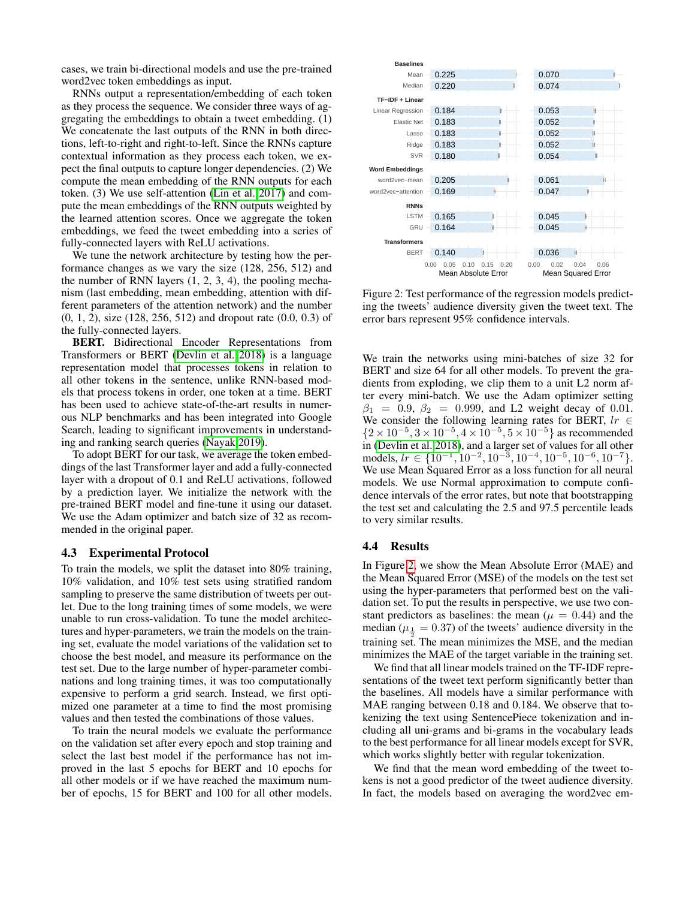cases, we train bi-directional models and use the pre-trained word2vec token embeddings as input.

RNNs output a representation/embedding of each token as they process the sequence. We consider three ways of aggregating the embeddings to obtain a tweet embedding. (1) We concatenate the last outputs of the RNN in both directions, left-to-right and right-to-left. Since the RNNs capture contextual information as they process each token, we expect the final outputs to capture longer dependencies. (2) We compute the mean embedding of the RNN outputs for each token. (3) We use self-attention (Lin et al. 2017) and compute the mean embeddings of the RNN outputs weighted by the learned attention scores. Once we aggregate the token embeddings, we feed the tweet embedding into a series of fully-connected layers with ReLU activations.

We tune the network architecture by testing how the performance changes as we vary the size (128, 256, 512) and the number of RNN layers (1, 2, 3, 4), the pooling mechanism (last embedding, mean embedding, attention with different parameters of the attention network) and the number (0, 1, 2), size (128, 256, 512) and dropout rate (0.0, 0.3) of the fully-connected layers.

**BERT.** Bidirectional Encoder Representations from Transformers or BERT (Devlin et al. 2018) is a language representation model that processes tokens in relation to all other tokens in the sentence, unlike RNN-based models that process tokens in order, one token at a time. BERT has been used to achieve state-of-the-art results in numerous NLP benchmarks and has been integrated into Google Search, leading to significant improvements in understanding and ranking search queries (Nayak 2019).

To adopt BERT for our task, we average the token embeddings of the last Transformer layer and add a fully-connected layer with a dropout of 0.1 and ReLU activations, followed by a prediction layer. We initialize the network with the pre-trained BERT model and fine-tune it using our dataset. We use the Adam optimizer and batch size of 32 as recommended in the original paper.

### 4.3 Experimental Protocol

To train the models, we split the dataset into 80% training, 10% validation, and 10% test sets using stratified random sampling to preserve the same distribution of tweets per outlet. Due to the long training times of some models, we were unable to run cross-validation. To tune the model architectures and hyper-parameters, we train the models on the training set, evaluate the model variations of the validation set to choose the best model, and measure its performance on the test set. Due to the large number of hyper-parameter combinations and long training times, it was too computationally expensive to perform a grid search. Instead, we first optimized one parameter at a time to find the most promising values and then tested the combinations of those values.

To train the neural models we evaluate the performance on the validation set after every epoch and stop training and select the last best model if the performance has not improved in the last 5 epochs for BERT and 10 epochs for all other models or if we have reached the maximum number of epochs, 15 for BERT and 100 for all other models.

| Model | Mean Absolute Error | Mean Squared Error |
|---|---|---|
| **Baselines** | | |
| Mean | 0.225 | 0.070 |
| Median | 0.220 | 0.074 |
| **TF-IDF + Linear** | | |
| Linear Regression | 0.184 | 0.053 |
| Elastic Net | 0.183 | 0.052 |
| Lasso | 0.183 | 0.052 |
| Ridge | 0.183 | 0.052 |
| SVR | 0.180 | 0.054 |
| **Word Embeddings** | | |
| word2vec-mean | 0.205 | 0.061 |
| word2vec-attention | 0.169 | 0.047 |
| **RNNs** | | |
| LSTM | 0.165 | 0.045 |
| GRU | 0.164 | 0.045 |
| **Transformers** | | |
| BERT | 0.140 | 0.036 |

Figure 2: Test performance of the regression models predicting the tweets' audience diversity given the tweet text. The error bars represent 95% confidence intervals.

We train the networks using mini-batches of size 32 for BERT and size 64 for all other models. To prevent the gradients from exploding, we clip them to a unit L2 norm after every mini-batch. We use the Adam optimizer setting $\beta_1 = 0.9$, $\beta_2 = 0.999$, and L2 weight decay of 0.01. We consider the following learning rates for BERT, $lr \in \{2 \times 10^{-5}, 3 \times 10^{-5}, 4 \times 10^{-5}, 5 \times 10^{-5}\}$ as recommended in (Devlin et al. 2018), and a larger set of values for all other models, $lr \in \{10^{-1}, 10^{-2}, 10^{-3}, 10^{-4}, 10^{-5}, 10^{-6}, 10^{-7}\}$. We use Mean Squared Error as a loss function for all neural models. We use Normal approximation to compute confidence intervals of the error rates, but note that bootstrapping the test set and calculating the 2.5 and 97.5 percentile leads to very similar results.

### 4.4 Results

In Figure 2, we show the Mean Absolute Error (MAE) and the Mean Squared Error (MSE) of the models on the test set using the hyper-parameters that performed best on the validation set. To put the results in perspective, we use two constant predictors as baselines: the mean ($\mu = 0.44$) and the median ($\mu_{\frac{1}{2}} = 0.37$) of the tweets' audience diversity in the training set. The mean minimizes the MSE, and the median minimizes the MAE of the target variable in the training set.

We find that all linear models trained on the TF-IDF representations of the tweet text perform significantly better than the baselines. All models have a similar performance with MAE ranging between 0.18 and 0.184. We observe that tokenizing the text using SentencePiece tokenization and including all uni-grams and bi-grams in the vocabulary leads to the best performance for all linear models except for SVR, which works slightly better with regular tokenization.

We find that the mean word embedding of the tweet tokens is not a good predictor of the tweet audience diversity. In fact, the models based on averaging the word2vec em-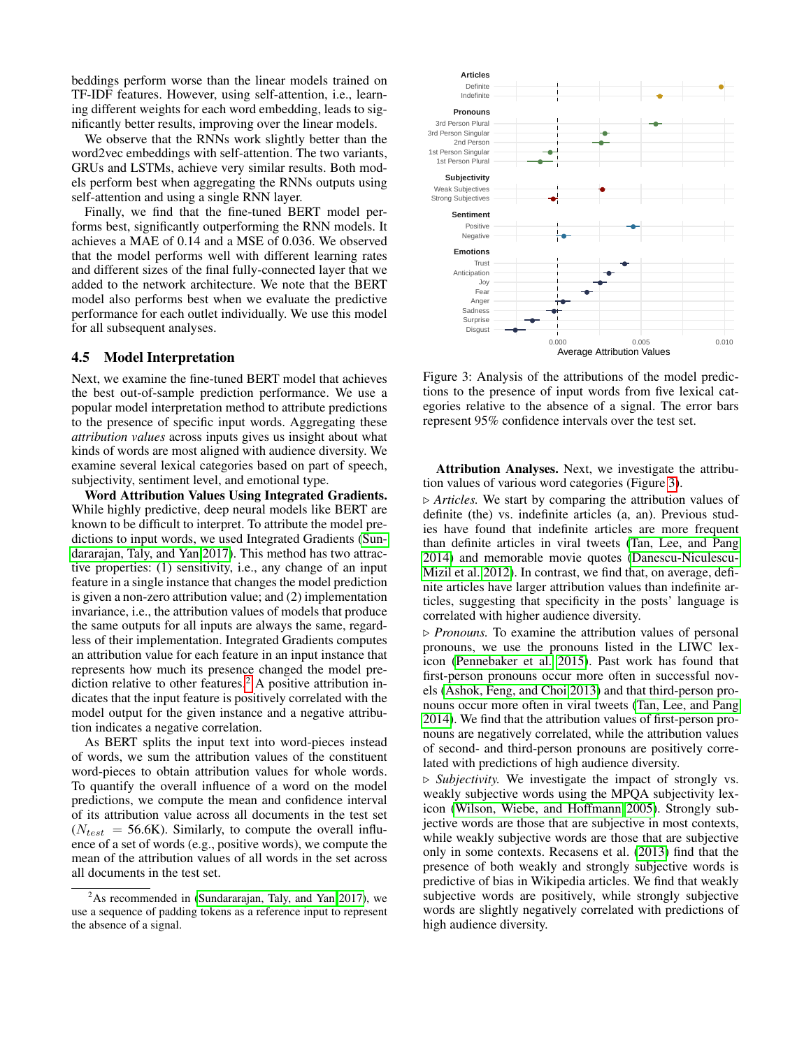beddings perform worse than the linear models trained on TF-IDF features. However, using self-attention, i.e., learning different weights for each word embedding, leads to significantly better results, improving over the linear models.

We observe that the RNNs work slightly better than the word2vec embeddings with self-attention. The two variants, GRUs and LSTMs, achieve very similar results. Both models perform best when aggregating the RNNs outputs using self-attention and using a single RNN layer.

Finally, we find that the fine-tuned BERT model performs best, significantly outperforming the RNN models. It achieves a MAE of 0.14 and a MSE of 0.036. We observed that the model performs well with different learning rates and different sizes of the final fully-connected layer that we added to the network architecture. We note that the BERT model also performs best when we evaluate the predictive performance for each outlet individually. We use this model for all subsequent analyses.

## 4.5 Model Interpretation

Next, we examine the fine-tuned BERT model that achieves the best out-of-sample prediction performance. We use a popular model interpretation method to attribute predictions to the presence of specific input words. Aggregating these *attribution values* across inputs gives us insight about what kinds of words are most aligned with audience diversity. We examine several lexical categories based on part of speech, subjectivity, sentiment level, and emotional type.

**Word Attribution Values Using Integrated Gradients.** While highly predictive, deep neural models like BERT are known to be difficult to interpret. To attribute the model predictions to input words, we used Integrated Gradients (Sundararajan, Taly, and Yan 2017). This method has two attractive properties: (1) sensitivity, i.e., any change of an input feature in a single instance that changes the model prediction is given a non-zero attribution value; and (2) implementation invariance, i.e., the attribution values of models that produce the same outputs for all inputs are always the same, regardless of their implementation. Integrated Gradients computes an attribution value for each feature in an input instance that represents how much its presence changed the model prediction relative to other features.[2] A positive attribution indicates that the input feature is positively correlated with the model output for the given instance and a negative attribution indicates a negative correlation.

As BERT splits the input text into word-pieces instead of words, we sum the attribution values of the constituent word-pieces to obtain attribution values for whole words. To quantify the overall influence of a word on the model predictions, we compute the mean and confidence interval of its attribution value across all documents in the test set ($N_{test}$ = 56.6K). Similarly, to compute the overall influence of a set of words (e.g., positive words), we compute the mean of the attribution values of all words in the set across all documents in the test set.

[2] As recommended in (Sundararajan, Taly, and Yan 2017), we use a sequence of padding tokens as a reference input to represent the absence of a signal.

Figure 3: Analysis of the attributions of the model predictions to the presence of input words from five lexical categories relative to the absence of a signal. The error bars represent 95% confidence intervals over the test set.

**Attribution Analyses.** Next, we investigate the attribution values of various word categories (Figure 3).

▷ *Articles.* We start by comparing the attribution values of definite (the) vs. indefinite articles (a, an). Previous studies have found that indefinite articles are more frequent than definite articles in viral tweets (Tan, Lee, and Pang 2014) and memorable movie quotes (Danescu-Niculescu-Mizil et al. 2012). In contrast, we find that, on average, definite articles have larger attribution values than indefinite articles, suggesting that specificity in the posts' language is correlated with higher audience diversity.

▷ *Pronouns.* To examine the attribution values of personal pronouns, we use the pronouns listed in the LIWC lexicon (Pennebaker et al. 2015). Past work has found that first-person pronouns occur more often in successful novels (Ashok, Feng, and Choi 2013) and that third-person pronouns occur more often in viral tweets (Tan, Lee, and Pang 2014). We find that the attribution values of first-person pronouns are negatively correlated, while the attribution values of second- and third-person pronouns are positively correlated with predictions of high audience diversity.

▷ *Subjectivity.* We investigate the impact of strongly vs. weakly subjective words using the MPQA subjectivity lexicon (Wilson, Wiebe, and Hoffmann 2005). Strongly subjective words are those that are subjective in most contexts, while weakly subjective words are those that are subjective only in some contexts. Recasens et al. (2013) find that the presence of both weakly and strongly subjective words is predictive of bias in Wikipedia articles. We find that weakly subjective words are positively, while strongly subjective words are slightly negatively correlated with predictions of high audience diversity.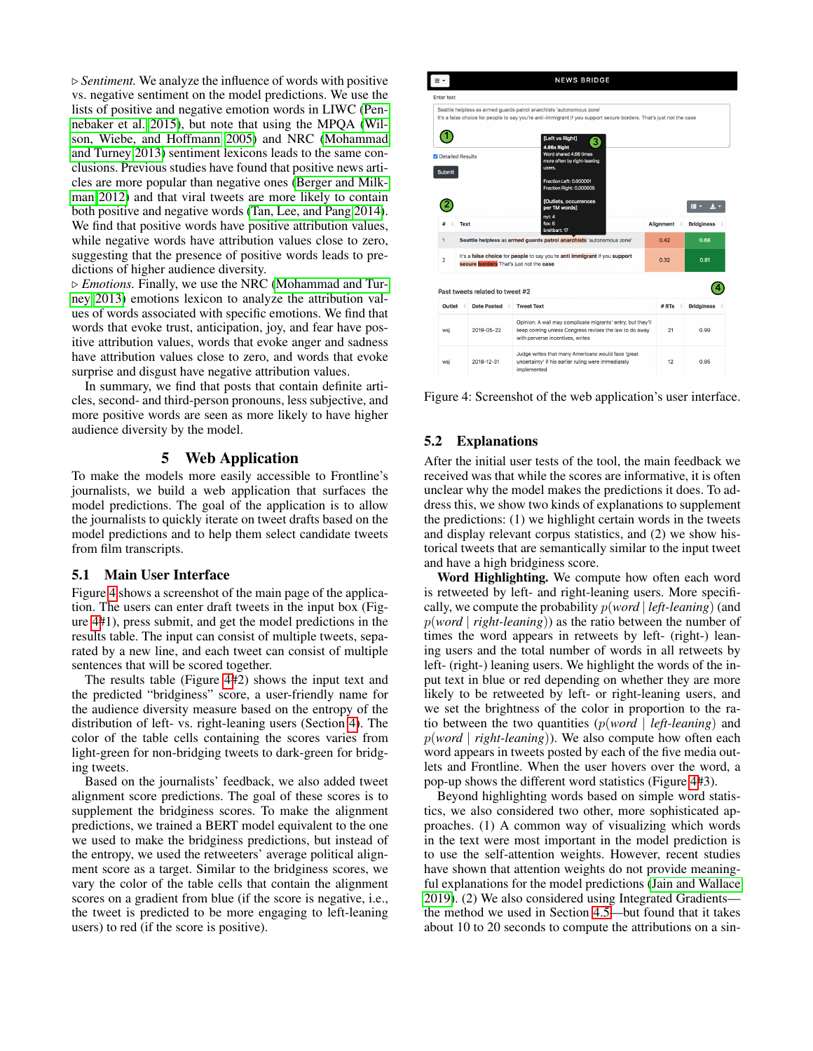▷ *Sentiment.* We analyze the influence of words with positive vs. negative sentiment on the model predictions. We use the lists of positive and negative emotion words in LIWC (Pennebaker et al. 2015), but note that using the MPQA (Wilson, Wiebe, and Hoffmann 2005) and NRC (Mohammad and Turney 2013) sentiment lexicons leads to the same conclusions. Previous studies have found that positive news articles are more popular than negative ones (Berger and Milkman 2012) and that viral tweets are more likely to contain both positive and negative words (Tan, Lee, and Pang 2014). We find that positive words have positive attribution values, while negative words have attribution values close to zero, suggesting that the presence of positive words leads to predictions of higher audience diversity.

▷ *Emotions.* Finally, we use the NRC (Mohammad and Turney 2013) emotions lexicon to analyze the attribution values of words associated with specific emotions. We find that words that evoke trust, anticipation, joy, and fear have positive attribution values, words that evoke anger and sadness have attribution values close to zero, and words that evoke surprise and disgust have negative attribution values.

In summary, we find that posts that contain definite articles, second- and third-person pronouns, less subjective, and more positive words are seen as more likely to have higher audience diversity by the model.

## 5 Web Application

To make the models more easily accessible to Frontline's journalists, we build a web application that surfaces the model predictions. The goal of the application is to allow the journalists to quickly iterate on tweet drafts based on the model predictions and to help them select candidate tweets from film transcripts.

### 5.1 Main User Interface

Figure 4 shows a screenshot of the main page of the application. The users can enter draft tweets in the input box (Figure 4#1), press submit, and get the model predictions in the results table. The input can consist of multiple tweets, separated by a new line, and each tweet can consist of multiple sentences that will be scored together.

The results table (Figure 4#2) shows the input text and the predicted "bridginess" score, a user-friendly name for the audience diversity measure based on the entropy of the distribution of left- vs. right-leaning users (Section 4). The color of the table cells containing the scores varies from light-green for non-bridging tweets to dark-green for bridging tweets.

Based on the journalists' feedback, we also added tweet alignment score predictions. The goal of these scores is to supplement the bridginess scores. To make the alignment predictions, we trained a BERT model equivalent to the one we used to make the bridginess predictions, but instead of the entropy, we used the retweeters' average political alignment score as a target. Similar to the bridginess scores, we vary the color of the table cells that contain the alignment scores on a gradient from blue (if the score is negative, i.e., the tweet is predicted to be more engaging to left-leaning users) to red (if the score is positive).

Figure 4: Screenshot of the web application's user interface.

### 5.2 Explanations

After the initial user tests of the tool, the main feedback we received was that while the scores are informative, it is often unclear why the model makes the predictions it does. To address this, we show two kinds of explanations to supplement the predictions: (1) we highlight certain words in the tweets and display relevant corpus statistics, and (2) we show historical tweets that are semantically similar to the input tweet and have a high bridginess score.

**Word Highlighting.** We compute how often each word is retweeted by left- and right-leaning users. More specifically, we compute the probability $p(word \mid left\text{-}leaning)$ (and $p(word \mid right\text{-}leaning)$) as the ratio between the number of times the word appears in retweets by left- (right-) leaning users and the total number of words in all retweets by left- (right-) leaning users. We highlight the words of the input text in blue or red depending on whether they are more likely to be retweeted by left- or right-leaning users, and we set the brightness of the color in proportion to the ratio between the two quantities ($p(word \mid left\text{-}leaning)$ and $p(word \mid right\text{-}leaning)$). We also compute how often each word appears in tweets posted by each of the five media outlets and Frontline. When the user hovers over the word, a pop-up shows the different word statistics (Figure 4#3).

Beyond highlighting words based on simple word statistics, we also considered two other, more sophisticated approaches. (1) A common way of visualizing which words in the text were most important in the model prediction is to use the self-attention weights. However, recent studies have shown that attention weights do not provide meaningful explanations for the model predictions (Jain and Wallace 2019). (2) We also considered using Integrated Gradients—the method we used in Section 4.5—but found that it takes about 10 to 20 seconds to compute the attributions on a sin-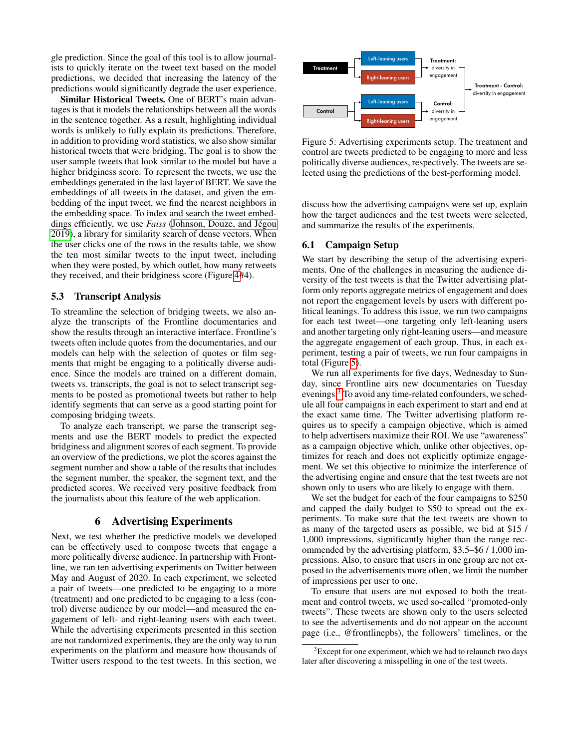gle prediction. Since the goal of this tool is to allow journalists to quickly iterate on the tweet text based on the model predictions, we decided that increasing the latency of the predictions would significantly degrade the user experience.

**Similar Historical Tweets.** One of BERT's main advantages is that it models the relationships between all the words in the sentence together. As a result, highlighting individual words is unlikely to fully explain its predictions. Therefore, in addition to providing word statistics, we also show similar historical tweets that were bridging. The goal is to show the user sample tweets that look similar to the model but have a higher bridginess score. To represent the tweets, we use the embeddings generated in the last layer of BERT. We save the embeddings of all tweets in the dataset, and given the embedding of the input tweet, we find the nearest neighbors in the embedding space. To index and search the tweet embeddings efficiently, we use *Faiss* (Johnson, Douze, and Jégou 2019), a library for similarity search of dense vectors. When the user clicks one of the rows in the results table, we show the ten most similar tweets to the input tweet, including when they were posted, by which outlet, how many retweets they received, and their bridginess score (Figure 4#4).

## 5.3 Transcript Analysis

To streamline the selection of bridging tweets, we also analyze the transcripts of the Frontline documentaries and show the results through an interactive interface. Frontline's tweets often include quotes from the documentaries, and our models can help with the selection of quotes or film segments that might be engaging to a politically diverse audience. Since the models are trained on a different domain, tweets vs. transcripts, the goal is not to select transcript segments to be posted as promotional tweets but rather to help identify segments that can serve as a good starting point for composing bridging tweets.

To analyze each transcript, we parse the transcript segments and use the BERT models to predict the expected bridginess and alignment scores of each segment. To provide an overview of the predictions, we plot the scores against the segment number and show a table of the results that includes the segment number, the speaker, the segment text, and the predicted scores. We received very positive feedback from the journalists about this feature of the web application.

# 6 Advertising Experiments

Next, we test whether the predictive models that we developed can be effectively used to compose tweets that engage a more politically diverse audience. In partnership with Frontline, we ran ten advertising experiments on Twitter between May and August of 2020. In each experiment, we selected a pair of tweets—one predicted to be engaging to a more (treatment) and one predicted to be engaging to a less (control) diverse audience by our model—and measured the engagement of left- and right-leaning users with each tweet. While the advertising experiments presented in this section are not randomized experiments, they are the only way to run experiments on the platform and measure how thousands of Twitter users respond to the test tweets. In this section, we discuss how the advertising campaigns were set up, explain how the target audiences and the test tweets were selected, and summarize the results of the experiments.

Figure 5: Advertising experiments setup. The treatment and control are tweets predicted to be engaging to more and less politically diverse audiences, respectively. The tweets are selected using the predictions of the best-performing model.

## 6.1 Campaign Setup

We start by describing the setup of the advertising experiments. One of the challenges in measuring the audience diversity of the test tweets is that the Twitter advertising platform only reports aggregate metrics of engagement and does not report the engagement levels by users with different political leanings. To address this issue, we run two campaigns for each test tweet—one targeting only left-leaning users and another targeting only right-leaning users—and measure the aggregate engagement of each group. Thus, in each experiment, testing a pair of tweets, we run four campaigns in total (Figure 5).

We run all experiments for five days, Wednesday to Sunday, since Frontline airs new documentaries on Tuesday evenings.[3] To avoid any time-related confounders, we schedule all four campaigns in each experiment to start and end at the exact same time. The Twitter advertising platform requires us to specify a campaign objective, which is aimed to help advertisers maximize their ROI. We use "awareness" as a campaign objective which, unlike other objectives, optimizes for reach and does not explicitly optimize engagement. We set this objective to minimize the interference of the advertising engine and ensure that the test tweets are not shown only to users who are likely to engage with them.

We set the budget for each of the four campaigns to $250 and capped the daily budget to $50 to spread out the experiments. To make sure that the test tweets are shown to as many of the targeted users as possible, we bid at $15 / 1,000 impressions, significantly higher than the range recommended by the advertising platform, $3.5–$6 / 1,000 impressions. Also, to ensure that users in one group are not exposed to the advertisements more often, we limit the number of impressions per user to one.

To ensure that users are not exposed to both the treatment and control tweets, we used so-called "promoted-only tweets". These tweets are shown only to the users selected to see the advertisements and do not appear on the account page (i.e., @frontlinepbs), the followers' timelines, or the

[3] Except for one experiment, which we had to relaunch two days later after discovering a misspelling in one of the test tweets.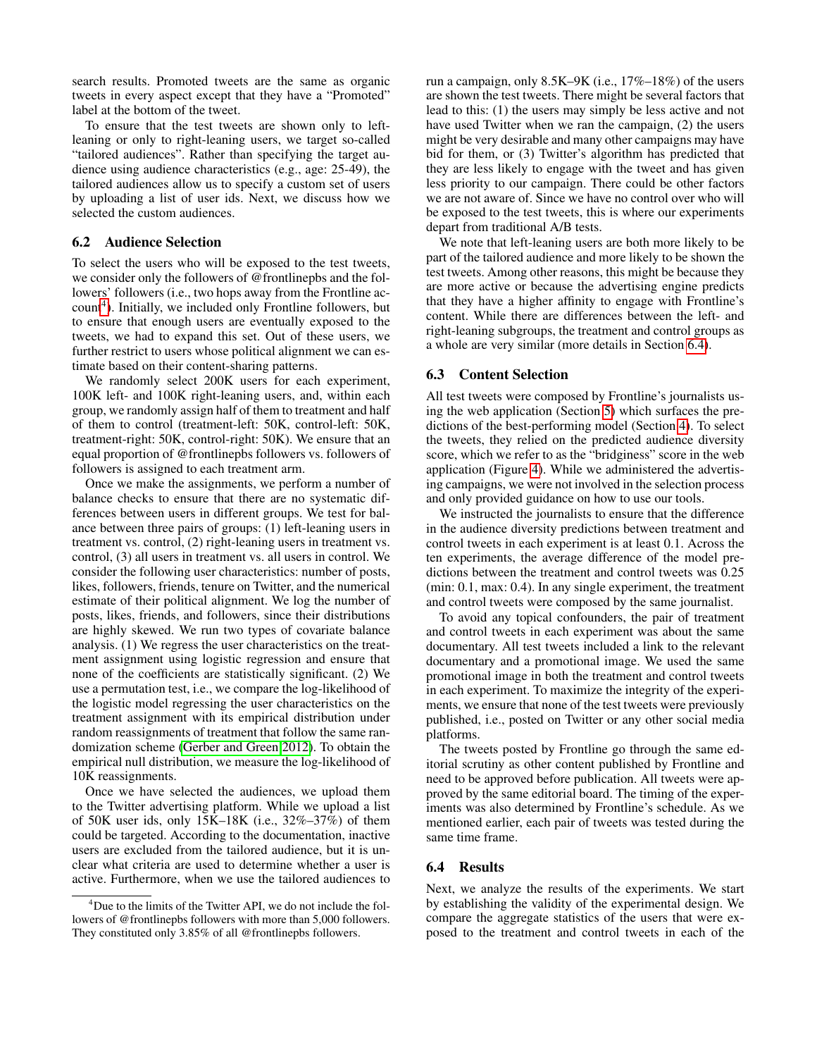search results. Promoted tweets are the same as organic tweets in every aspect except that they have a "Promoted" label at the bottom of the tweet.

To ensure that the test tweets are shown only to left-leaning or only to right-leaning users, we target so-called "tailored audiences". Rather than specifying the target audience using audience characteristics (e.g., age: 25-49), the tailored audiences allow us to specify a custom set of users by uploading a list of user ids. Next, we discuss how we selected the custom audiences.

### 6.2 Audience Selection

To select the users who will be exposed to the test tweets, we consider only the followers of @frontlinepbs and the followers' followers (i.e., two hops away from the Frontline account[4]). Initially, we included only Frontline followers, but to ensure that enough users are eventually exposed to the tweets, we had to expand this set. Out of these users, we further restrict to users whose political alignment we can estimate based on their content-sharing patterns.

We randomly select 200K users for each experiment, 100K left- and 100K right-leaning users, and, within each group, we randomly assign half of them to treatment and half of them to control (treatment-left: 50K, control-left: 50K, treatment-right: 50K, control-right: 50K). We ensure that an equal proportion of @frontlinepbs followers vs. followers of followers is assigned to each treatment arm.

Once we make the assignments, we perform a number of balance checks to ensure that there are no systematic differences between users in different groups. We test for balance between three pairs of groups: (1) left-leaning users in treatment vs. control, (2) right-leaning users in treatment vs. control, (3) all users in treatment vs. all users in control. We consider the following user characteristics: number of posts, likes, followers, friends, tenure on Twitter, and the numerical estimate of their political alignment. We log the number of posts, likes, friends, and followers, since their distributions are highly skewed. We run two types of covariate balance analysis. (1) We regress the user characteristics on the treatment assignment using logistic regression and ensure that none of the coefficients are statistically significant. (2) We use a permutation test, i.e., we compare the log-likelihood of the logistic model regressing the user characteristics on the treatment assignment with its empirical distribution under random reassignments of treatment that follow the same randomization scheme (Gerber and Green 2012). To obtain the empirical null distribution, we measure the log-likelihood of 10K reassignments.

Once we have selected the audiences, we upload them to the Twitter advertising platform. While we upload a list of 50K user ids, only 15K–18K (i.e., 32%–37%) of them could be targeted. According to the documentation, inactive users are excluded from the tailored audience, but it is unclear what criteria are used to determine whether a user is active. Furthermore, when we use the tailored audiences to run a campaign, only 8.5K–9K (i.e., 17%–18%) of the users are shown the test tweets. There might be several factors that lead to this: (1) the users may simply be less active and not have used Twitter when we ran the campaign, (2) the users might be very desirable and many other campaigns may have bid for them, or (3) Twitter's algorithm has predicted that they are less likely to engage with the tweet and has given less priority to our campaign. There could be other factors we are not aware of. Since we have no control over who will be exposed to the test tweets, this is where our experiments depart from traditional A/B tests.

We note that left-leaning users are both more likely to be part of the tailored audience and more likely to be shown the test tweets. Among other reasons, this might be because they are more active or because the advertising engine predicts that they have a higher affinity to engage with Frontline's content. While there are differences between the left- and right-leaning subgroups, the treatment and control groups as a whole are very similar (more details in Section 6.4).

### 6.3 Content Selection

All test tweets were composed by Frontline's journalists using the web application (Section 5) which surfaces the predictions of the best-performing model (Section 4). To select the tweets, they relied on the predicted audience diversity score, which we refer to as the "bridginess" score in the web application (Figure 4). While we administered the advertising campaigns, we were not involved in the selection process and only provided guidance on how to use our tools.

We instructed the journalists to ensure that the difference in the audience diversity predictions between treatment and control tweets in each experiment is at least 0.1. Across the ten experiments, the average difference of the model predictions between the treatment and control tweets was 0.25 (min: 0.1, max: 0.4). In any single experiment, the treatment and control tweets were composed by the same journalist.

To avoid any topical confounders, the pair of treatment and control tweets in each experiment was about the same documentary. All test tweets included a link to the relevant documentary and a promotional image. We used the same promotional image in both the treatment and control tweets in each experiment. To maximize the integrity of the experiments, we ensure that none of the test tweets were previously published, i.e., posted on Twitter or any other social media platforms.

The tweets posted by Frontline go through the same editorial scrutiny as other content published by Frontline and need to be approved before publication. All tweets were approved by the same editorial board. The timing of the experiments was also determined by Frontline's schedule. As we mentioned earlier, each pair of tweets was tested during the same time frame.

### 6.4 Results

Next, we analyze the results of the experiments. We start by establishing the validity of the experimental design. We compare the aggregate statistics of the users that were exposed to the treatment and control tweets in each of the

[4] Due to the limits of the Twitter API, we do not include the followers of @frontlinepbs followers with more than 5,000 followers. They constituted only 3.85% of all @frontlinepbs followers.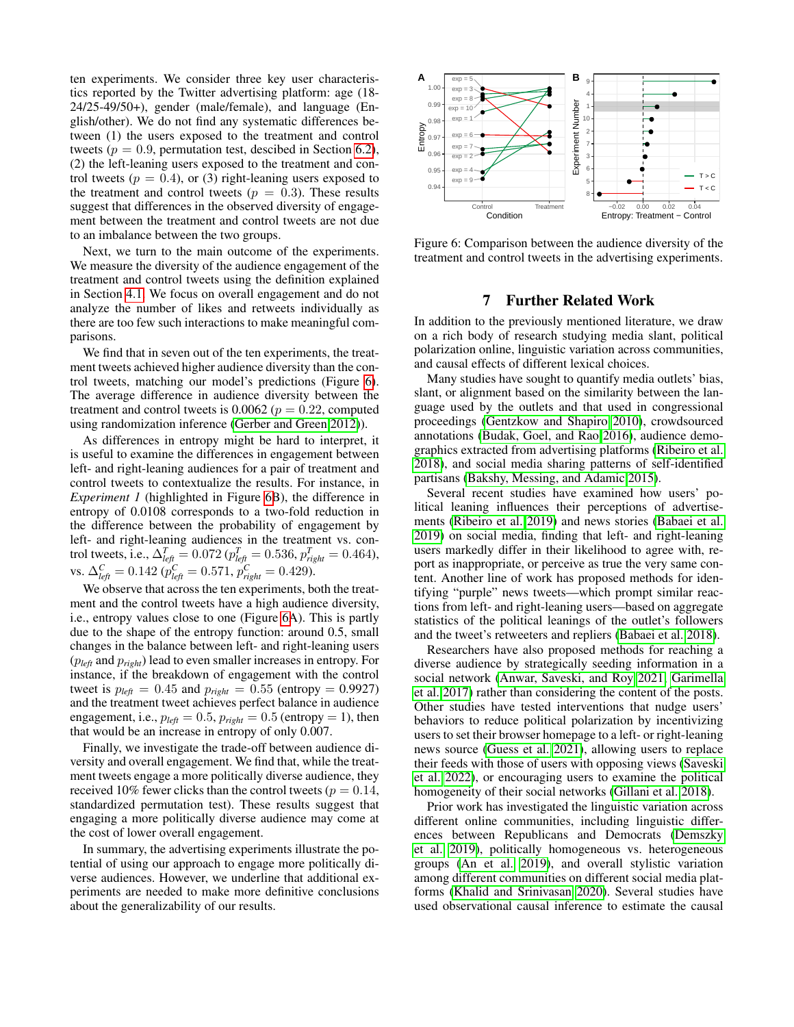ten experiments. We consider three key user characteristics reported by the Twitter advertising platform: age (18-24/25-49/50+), gender (male/female), and language (English/other). We do not find any systematic differences between (1) the users exposed to the treatment and control tweets ($p = 0.9$, permutation test, descibed in Section 6.2), (2) the left-leaning users exposed to the treatment and control tweets ($p = 0.4$), or (3) right-leaning users exposed to the treatment and control tweets ($p = 0.3$). These results suggest that differences in the observed diversity of engagement between the treatment and control tweets are not due to an imbalance between the two groups.

Next, we turn to the main outcome of the experiments. We measure the diversity of the audience engagement of the treatment and control tweets using the definition explained in Section 4.1. We focus on overall engagement and do not analyze the number of likes and retweets individually as there are too few such interactions to make meaningful comparisons.

We find that in seven out of the ten experiments, the treatment tweets achieved higher audience diversity than the control tweets, matching our model's predictions (Figure 6). The average difference in audience diversity between the treatment and control tweets is 0.0062 ($p = 0.22$, computed using randomization inference (Gerber and Green 2012)).

As differences in entropy might be hard to interpret, it is useful to examine the differences in engagement between left- and right-leaning audiences for a pair of treatment and control tweets to contextualize the results. For instance, in *Experiment 1* (highlighted in Figure 6B), the difference in entropy of 0.0108 corresponds to a two-fold reduction in the difference between the probability of engagement by left- and right-leaning audiences in the treatment vs. control tweets, i.e., $\Delta^T_{left} = 0.072$ ($p^T_{left} = 0.536$, $p^T_{right} = 0.464$), vs. $\Delta^C_{left} = 0.142$ ($p^C_{left} = 0.571$, $p^C_{right} = 0.429$).

We observe that across the ten experiments, both the treatment and the control tweets have a high audience diversity, i.e., entropy values close to one (Figure 6A). This is partly due to the shape of the entropy function: around 0.5, small changes in the balance between left- and right-leaning users ($p_{left}$ and $p_{right}$) lead to even smaller increases in entropy. For instance, if the breakdown of engagement with the control tweet is $p_{left} = 0.45$ and $p_{right} = 0.55$ (entropy = 0.9927) and the treatment tweet achieves perfect balance in audience engagement, i.e., $p_{left} = 0.5$, $p_{right} = 0.5$ (entropy = 1), then that would be an increase in entropy of only 0.007.

Finally, we investigate the trade-off between audience diversity and overall engagement. We find that, while the treatment tweets engage a more politically diverse audience, they received 10% fewer clicks than the control tweets ($p = 0.14$, standardized permutation test). These results suggest that engaging a more politically diverse audience may come at the cost of lower overall engagement.

In summary, the advertising experiments illustrate the potential of using our approach to engage more politically diverse audiences. However, we underline that additional experiments are needed to make more definitive conclusions about the generalizability of our results.

Figure 6: Comparison between the audience diversity of the treatment and control tweets in the advertising experiments.

## 7 Further Related Work

In addition to the previously mentioned literature, we draw on a rich body of research studying media slant, political polarization online, linguistic variation across communities, and causal effects of different lexical choices.

Many studies have sought to quantify media outlets' bias, slant, or alignment based on the similarity between the language used by the outlets and that used in congressional proceedings (Gentzkow and Shapiro 2010), crowdsourced annotations (Budak, Goel, and Rao 2016), audience demographics extracted from advertising platforms (Ribeiro et al. 2018), and social media sharing patterns of self-identified partisans (Bakshy, Messing, and Adamic 2015).

Several recent studies have examined how users' political leaning influences their perceptions of advertisements (Ribeiro et al. 2019) and news stories (Babaei et al. 2019) on social media, finding that left- and right-leaning users markedly differ in their likelihood to agree with, report as inappropriate, or perceive as true the very same content. Another line of work has proposed methods for identifying "purple" news tweets—which prompt similar reactions from left- and right-leaning users—based on aggregate statistics of the political leanings of the outlet's followers and the tweet's retweeters and repliers (Babaei et al. 2018).

Researchers have also proposed methods for reaching a diverse audience by strategically seeding information in a social network (Anwar, Saveski, and Roy 2021; Garimella et al. 2017) rather than considering the content of the posts. Other studies have tested interventions that nudge users' behaviors to reduce political polarization by incentivizing users to set their browser homepage to a left- or right-leaning news source (Guess et al. 2021), allowing users to replace their feeds with those of users with opposing views (Saveski et al. 2022), or encouraging users to examine the political homogeneity of their social networks (Gillani et al. 2018).

Prior work has investigated the linguistic variation across different online communities, including linguistic differences between Republicans and Democrats (Demszky et al. 2019), politically homogeneous vs. heterogeneous groups (An et al. 2019), and overall stylistic variation among different communities on different social media platforms (Khalid and Srinivasan 2020). Several studies have used observational causal inference to estimate the causal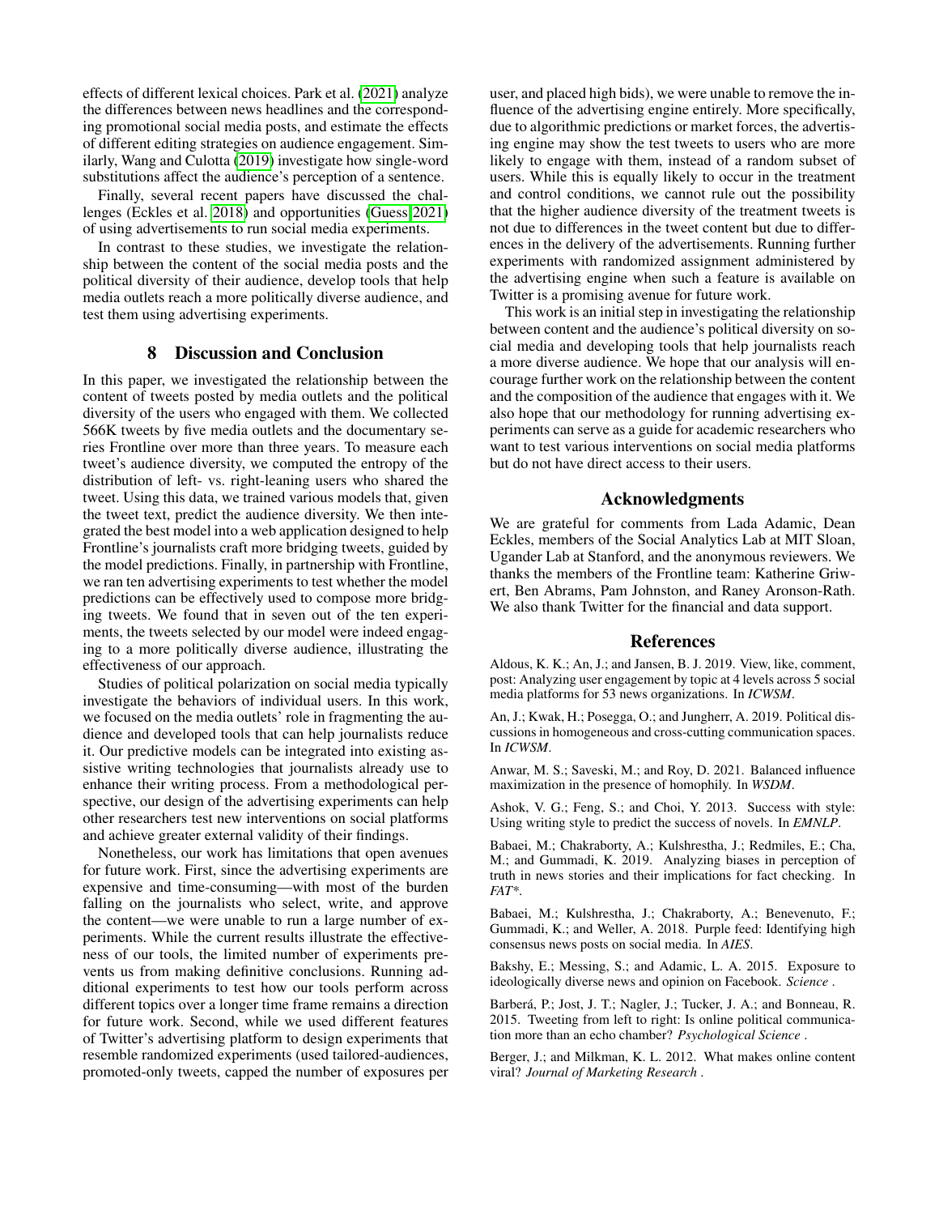effects of different lexical choices. Park et al. (2021) analyze the differences between news headlines and the corresponding promotional social media posts, and estimate the effects of different editing strategies on audience engagement. Similarly, Wang and Culotta (2019) investigate how single-word substitutions affect the audience's perception of a sentence.

Finally, several recent papers have discussed the challenges (Eckles et al. 2018) and opportunities (Guess 2021) of using advertisements to run social media experiments.

In contrast to these studies, we investigate the relationship between the content of the social media posts and the political diversity of their audience, develop tools that help media outlets reach a more politically diverse audience, and test them using advertising experiments.

## 8 Discussion and Conclusion

In this paper, we investigated the relationship between the content of tweets posted by media outlets and the political diversity of the users who engaged with them. We collected 566K tweets by five media outlets and the documentary series Frontline over more than three years. To measure each tweet's audience diversity, we computed the entropy of the distribution of left- vs. right-leaning users who shared the tweet. Using this data, we trained various models that, given the tweet text, predict the audience diversity. We then integrated the best model into a web application designed to help Frontline's journalists craft more bridging tweets, guided by the model predictions. Finally, in partnership with Frontline, we ran ten advertising experiments to test whether the model predictions can be effectively used to compose more bridging tweets. We found that in seven out of the ten experiments, the tweets selected by our model were indeed engaging to a more politically diverse audience, illustrating the effectiveness of our approach.

Studies of political polarization on social media typically investigate the behaviors of individual users. In this work, we focused on the media outlets' role in fragmenting the audience and developed tools that can help journalists reduce it. Our predictive models can be integrated into existing assistive writing technologies that journalists already use to enhance their writing process. From a methodological perspective, our design of the advertising experiments can help other researchers test new interventions on social platforms and achieve greater external validity of their findings.

Nonetheless, our work has limitations that open avenues for future work. First, since the advertising experiments are expensive and time-consuming—with most of the burden falling on the journalists who select, write, and approve the content—we were unable to run a large number of experiments. While the current results illustrate the effectiveness of our tools, the limited number of experiments prevents us from making definitive conclusions. Running additional experiments to test how our tools perform across different topics over a longer time frame remains a direction for future work. Second, while we used different features of Twitter's advertising platform to design experiments that resemble randomized experiments (used tailored-audiences, promoted-only tweets, capped the number of exposures per user, and placed high bids), we were unable to remove the influence of the advertising engine entirely. More specifically, due to algorithmic predictions or market forces, the advertising engine may show the test tweets to users who are more likely to engage with them, instead of a random subset of users. While this is equally likely to occur in the treatment and control conditions, we cannot rule out the possibility that the higher audience diversity of the treatment tweets is not due to differences in the tweet content but due to differences in the delivery of the advertisements. Running further experiments with randomized assignment administered by the advertising engine when such a feature is available on Twitter is a promising avenue for future work.

This work is an initial step in investigating the relationship between content and the audience's political diversity on social media and developing tools that help journalists reach a more diverse audience. We hope that our analysis will encourage further work on the relationship between the content and the composition of the audience that engages with it. We also hope that our methodology for running advertising experiments can serve as a guide for academic researchers who want to test various interventions on social media platforms but do not have direct access to their users.

## Acknowledgments

We are grateful for comments from Lada Adamic, Dean Eckles, members of the Social Analytics Lab at MIT Sloan, Ugander Lab at Stanford, and the anonymous reviewers. We thanks the members of the Frontline team: Katherine Griwert, Ben Abrams, Pam Johnston, and Raney Aronson-Rath. We also thank Twitter for the financial and data support.

## References

Aldous, K. K.; An, J.; and Jansen, B. J. 2019. View, like, comment, post: Analyzing user engagement by topic at 4 levels across 5 social media platforms for 53 news organizations. In *ICWSM*.

An, J.; Kwak, H.; Posegga, O.; and Jungherr, A. 2019. Political discussions in homogeneous and cross-cutting communication spaces. In *ICWSM*.

Anwar, M. S.; Saveski, M.; and Roy, D. 2021. Balanced influence maximization in the presence of homophily. In *WSDM*.

Ashok, V. G.; Feng, S.; and Choi, Y. 2013. Success with style: Using writing style to predict the success of novels. In *EMNLP*.

Babaei, M.; Chakraborty, A.; Kulshrestha, J.; Redmiles, E.; Cha, M.; and Gummadi, K. 2019. Analyzing biases in perception of truth in news stories and their implications for fact checking. In *FAT\**.

Babaei, M.; Kulshrestha, J.; Chakraborty, A.; Benevenuto, F.; Gummadi, K.; and Weller, A. 2018. Purple feed: Identifying high consensus news posts on social media. In *AIES*.

Bakshy, E.; Messing, S.; and Adamic, L. A. 2015. Exposure to ideologically diverse news and opinion on Facebook. *Science* .

Barberá, P.; Jost, J. T.; Nagler, J.; Tucker, J. A.; and Bonneau, R. 2015. Tweeting from left to right: Is online political communication more than an echo chamber? *Psychological Science* .

Berger, J.; and Milkman, K. L. 2012. What makes online content viral? *Journal of Marketing Research* .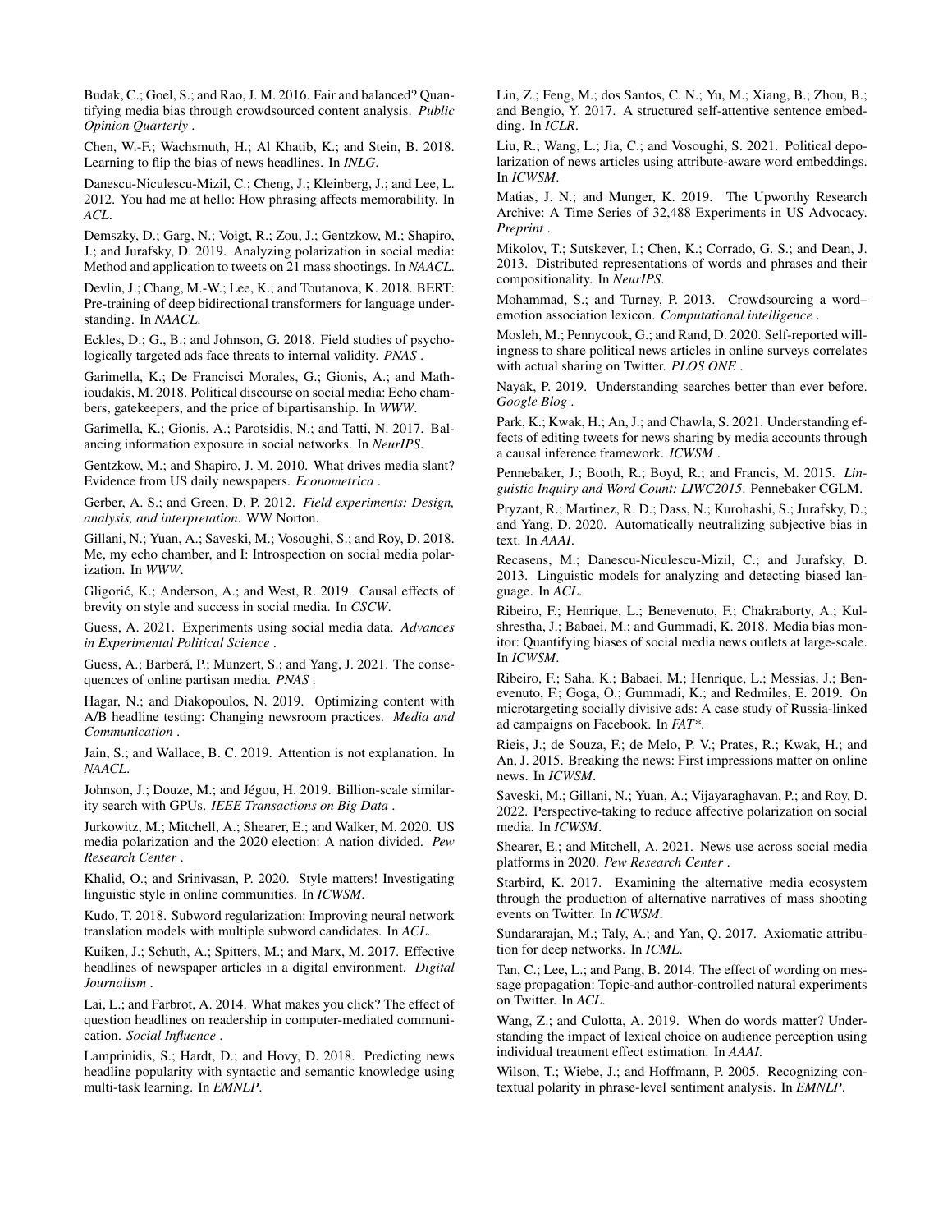Budak, C.; Goel, S.; and Rao, J. M. 2016. Fair and balanced? Quantifying media bias through crowdsourced content analysis. *Public Opinion Quarterly* .

Chen, W.-F.; Wachsmuth, H.; Al Khatib, K.; and Stein, B. 2018. Learning to flip the bias of news headlines. In *INLG*.

Danescu-Niculescu-Mizil, C.; Cheng, J.; Kleinberg, J.; and Lee, L. 2012. You had me at hello: How phrasing affects memorability. In *ACL*.

Demszky, D.; Garg, N.; Voigt, R.; Zou, J.; Gentzkow, M.; Shapiro, J.; and Jurafsky, D. 2019. Analyzing polarization in social media: Method and application to tweets on 21 mass shootings. In *NAACL*.

Devlin, J.; Chang, M.-W.; Lee, K.; and Toutanova, K. 2018. BERT: Pre-training of deep bidirectional transformers for language understanding. In *NAACL*.

Eckles, D.; G., B.; and Johnson, G. 2018. Field studies of psychologically targeted ads face threats to internal validity. *PNAS* .

Garimella, K.; De Francisci Morales, G.; Gionis, A.; and Mathioudakis, M. 2018. Political discourse on social media: Echo chambers, gatekeepers, and the price of bipartisanship. In *WWW*.

Garimella, K.; Gionis, A.; Parotsidis, N.; and Tatti, N. 2017. Balancing information exposure in social networks. In *NeurIPS*.

Gentzkow, M.; and Shapiro, J. M. 2010. What drives media slant? Evidence from US daily newspapers. *Econometrica* .

Gerber, A. S.; and Green, D. P. 2012. *Field experiments: Design, analysis, and interpretation*. WW Norton.

Gillani, N.; Yuan, A.; Saveski, M.; Vosoughi, S.; and Roy, D. 2018. Me, my echo chamber, and I: Introspection on social media polarization. In *WWW*.

Gligorić, K.; Anderson, A.; and West, R. 2019. Causal effects of brevity on style and success in social media. In *CSCW*.

Guess, A. 2021. Experiments using social media data. *Advances in Experimental Political Science* .

Guess, A.; Barberá, P.; Munzert, S.; and Yang, J. 2021. The consequences of online partisan media. *PNAS* .

Hagar, N.; and Diakopoulos, N. 2019. Optimizing content with A/B headline testing: Changing newsroom practices. *Media and Communication* .

Jain, S.; and Wallace, B. C. 2019. Attention is not explanation. In *NAACL*.

Johnson, J.; Douze, M.; and Jégou, H. 2019. Billion-scale similarity search with GPUs. *IEEE Transactions on Big Data* .

Jurkowitz, M.; Mitchell, A.; Shearer, E.; and Walker, M. 2020. US media polarization and the 2020 election: A nation divided. *Pew Research Center* .

Khalid, O.; and Srinivasan, P. 2020. Style matters! Investigating linguistic style in online communities. In *ICWSM*.

Kudo, T. 2018. Subword regularization: Improving neural network translation models with multiple subword candidates. In *ACL*.

Kuiken, J.; Schuth, A.; Spitters, M.; and Marx, M. 2017. Effective headlines of newspaper articles in a digital environment. *Digital Journalism* .

Lai, L.; and Farbrot, A. 2014. What makes you click? The effect of question headlines on readership in computer-mediated communication. *Social Influence* .

Lamprinidis, S.; Hardt, D.; and Hovy, D. 2018. Predicting news headline popularity with syntactic and semantic knowledge using multi-task learning. In *EMNLP*.

Lin, Z.; Feng, M.; dos Santos, C. N.; Yu, M.; Xiang, B.; Zhou, B.; and Bengio, Y. 2017. A structured self-attentive sentence embedding. In *ICLR*.

Liu, R.; Wang, L.; Jia, C.; and Vosoughi, S. 2021. Political depolarization of news articles using attribute-aware word embeddings. In *ICWSM*.

Matias, J. N.; and Munger, K. 2019. The Upworthy Research Archive: A Time Series of 32,488 Experiments in US Advocacy. *Preprint* .

Mikolov, T.; Sutskever, I.; Chen, K.; Corrado, G. S.; and Dean, J. 2013. Distributed representations of words and phrases and their compositionality. In *NeurIPS*.

Mohammad, S.; and Turney, P. 2013. Crowdsourcing a word–emotion association lexicon. *Computational intelligence* .

Mosleh, M.; Pennycook, G.; and Rand, D. 2020. Self-reported willingness to share political news articles in online surveys correlates with actual sharing on Twitter. *PLOS ONE* .

Nayak, P. 2019. Understanding searches better than ever before. *Google Blog* .

Park, K.; Kwak, H.; An, J.; and Chawla, S. 2021. Understanding effects of editing tweets for news sharing by media accounts through a causal inference framework. *ICWSM* .

Pennebaker, J.; Booth, R.; Boyd, R.; and Francis, M. 2015. *Linguistic Inquiry and Word Count: LIWC2015*. Pennebaker CGLM.

Pryzant, R.; Martinez, R. D.; Dass, N.; Kurohashi, S.; Jurafsky, D.; and Yang, D. 2020. Automatically neutralizing subjective bias in text. In *AAAI*.

Recasens, M.; Danescu-Niculescu-Mizil, C.; and Jurafsky, D. 2013. Linguistic models for analyzing and detecting biased language. In *ACL*.

Ribeiro, F.; Henrique, L.; Benevenuto, F.; Chakraborty, A.; Kulshrestha, J.; Babaei, M.; and Gummadi, K. 2018. Media bias monitor: Quantifying biases of social media news outlets at large-scale. In *ICWSM*.

Ribeiro, F.; Saha, K.; Babaei, M.; Henrique, L.; Messias, J.; Benevenuto, F.; Goga, O.; Gummadi, K.; and Redmiles, E. 2019. On microtargeting socially divisive ads: A case study of Russia-linked ad campaigns on Facebook. In *FAT\**.

Rieis, J.; de Souza, F.; de Melo, P. V.; Prates, R.; Kwak, H.; and An, J. 2015. Breaking the news: First impressions matter on online news. In *ICWSM*.

Saveski, M.; Gillani, N.; Yuan, A.; Vijayaraghavan, P.; and Roy, D. 2022. Perspective-taking to reduce affective polarization on social media. In *ICWSM*.

Shearer, E.; and Mitchell, A. 2021. News use across social media platforms in 2020. *Pew Research Center* .

Starbird, K. 2017. Examining the alternative media ecosystem through the production of alternative narratives of mass shooting events on Twitter. In *ICWSM*.

Sundararajan, M.; Taly, A.; and Yan, Q. 2017. Axiomatic attribution for deep networks. In *ICML*.

Tan, C.; Lee, L.; and Pang, B. 2014. The effect of wording on message propagation: Topic-and author-controlled natural experiments on Twitter. In *ACL*.

Wang, Z.; and Culotta, A. 2019. When do words matter? Understanding the impact of lexical choice on audience perception using individual treatment effect estimation. In *AAAI*.

Wilson, T.; Wiebe, J.; and Hoffmann, P. 2005. Recognizing contextual polarity in phrase-level sentiment analysis. In *EMNLP*.